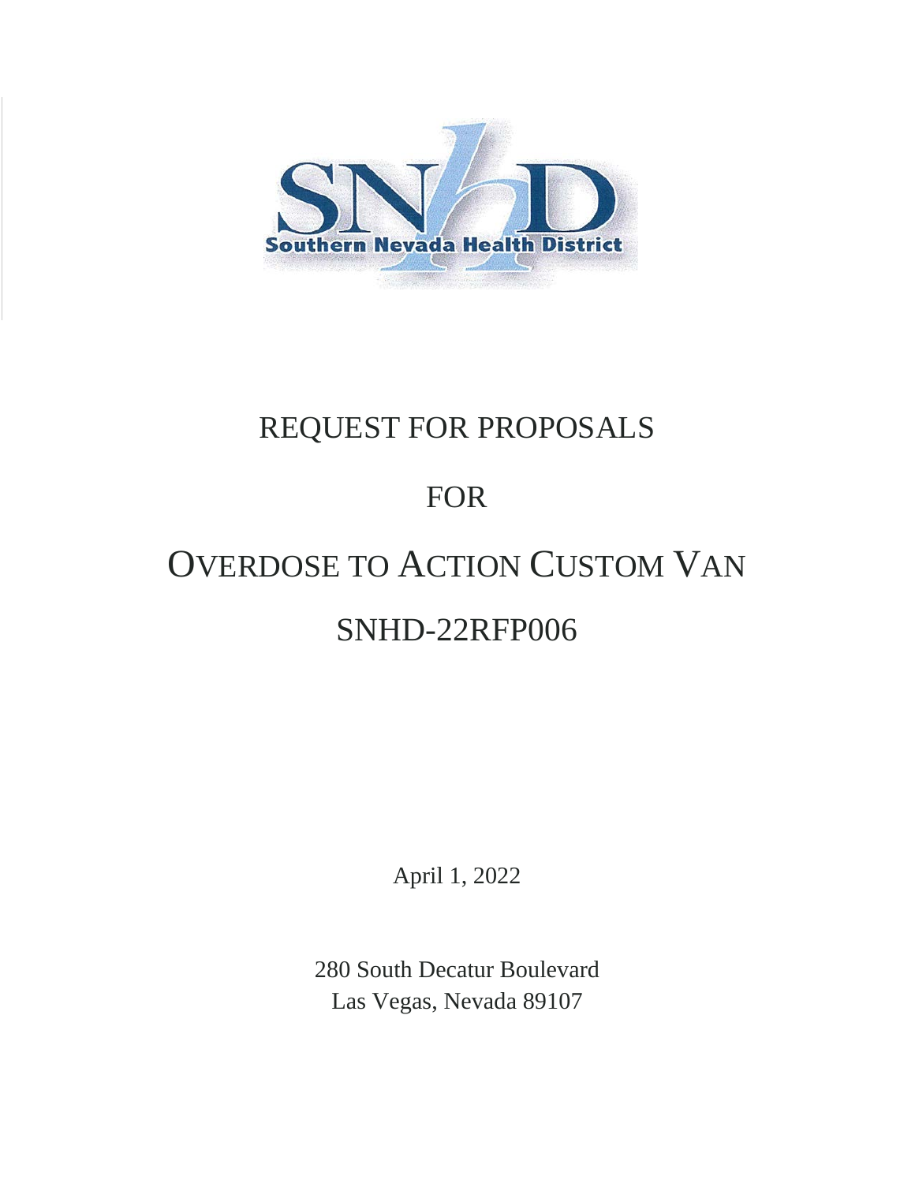Southern Nevada Health District

# REQUEST FOR PROPOSALS

# FOR

# OVERDOSE TO ACTION CUSTOM VAN

# SNHD-22RFP006

April 1, 2022

280 South Decatur Boulevard
Las Vegas, Nevada 89107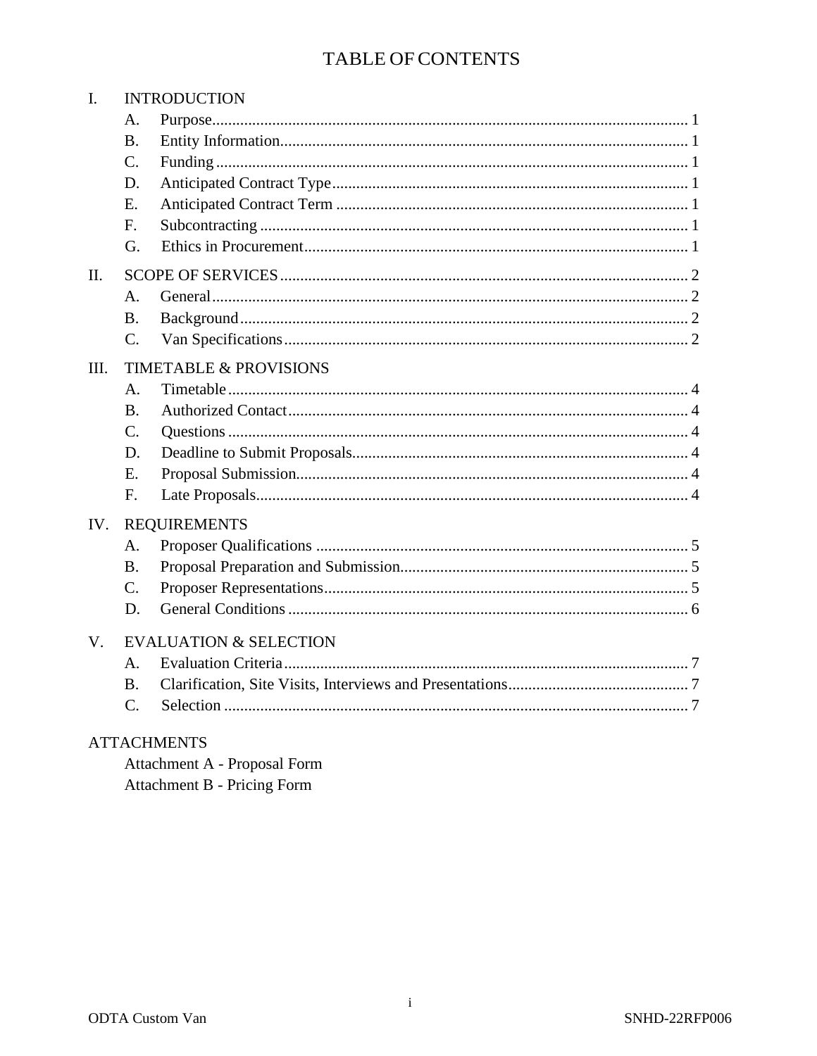# TABLE OF CONTENTS

I. INTRODUCTION

- A. Purpose ..... 1
- B. Entity Information ..... 1
- C. Funding ..... 1
- D. Anticipated Contract Type ..... 1
- E. Anticipated Contract Term ..... 1
- F. Subcontracting ..... 1
- G. Ethics in Procurement ..... 1

II. SCOPE OF SERVICES ..... 2

- A. General ..... 2
- B. Background ..... 2
- C. Van Specifications ..... 2

III. TIMETABLE & PROVISIONS

- A. Timetable ..... 4
- B. Authorized Contact ..... 4
- C. Questions ..... 4
- D. Deadline to Submit Proposals ..... 4
- E. Proposal Submission ..... 4
- F. Late Proposals ..... 4

IV. REQUIREMENTS

- A. Proposer Qualifications ..... 5
- B. Proposal Preparation and Submission ..... 5
- C. Proposer Representations ..... 5
- D. General Conditions ..... 6

V. EVALUATION & SELECTION

- A. Evaluation Criteria ..... 7
- B. Clarification, Site Visits, Interviews and Presentations ..... 7
- C. Selection ..... 7

ATTACHMENTS

- Attachment A - Proposal Form
- Attachment B - Pricing Form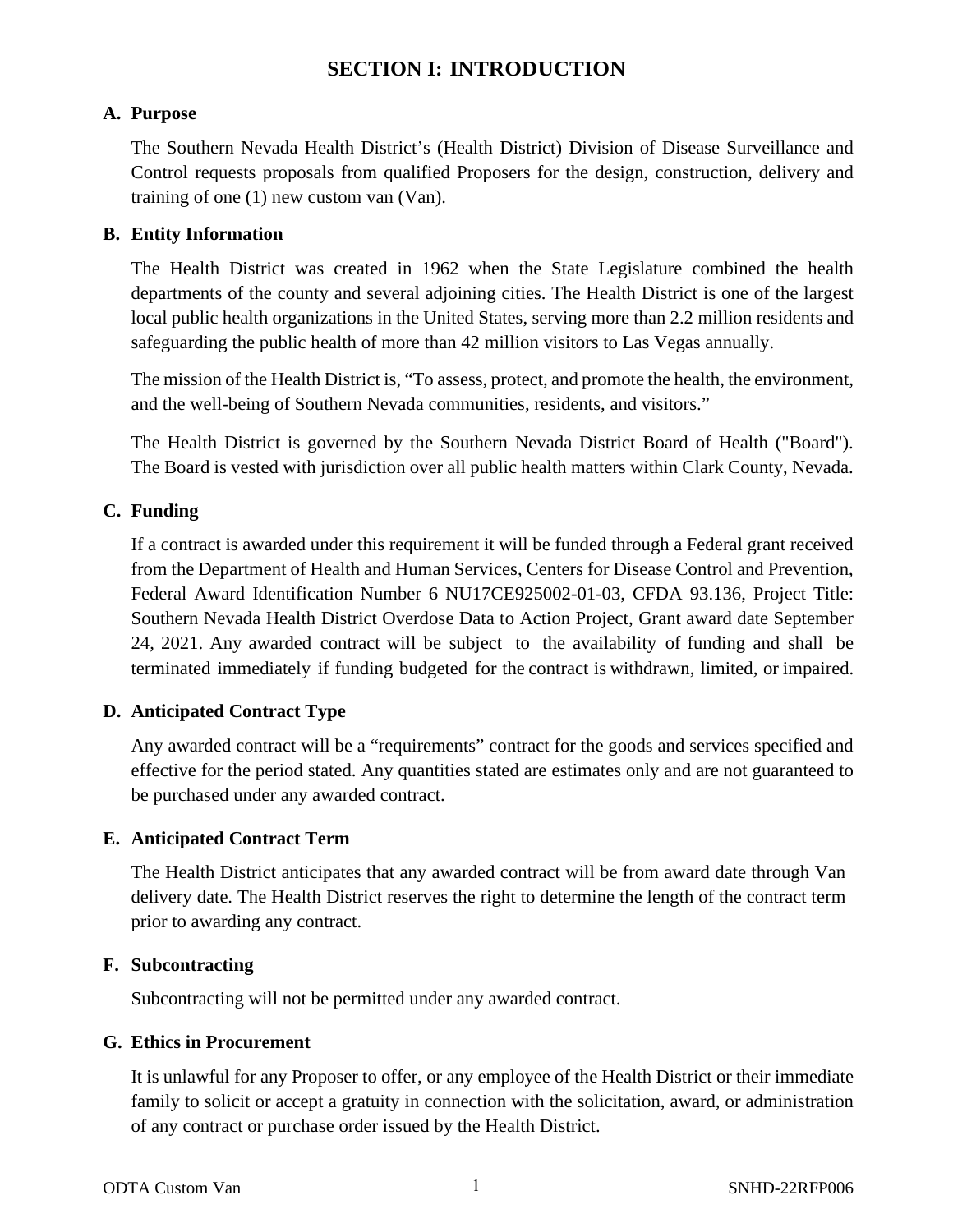# SECTION I: INTRODUCTION

## A. Purpose

The Southern Nevada Health District's (Health District) Division of Disease Surveillance and Control requests proposals from qualified Proposers for the design, construction, delivery and training of one (1) new custom van (Van).

## B. Entity Information

The Health District was created in 1962 when the State Legislature combined the health departments of the county and several adjoining cities. The Health District is one of the largest local public health organizations in the United States, serving more than 2.2 million residents and safeguarding the public health of more than 42 million visitors to Las Vegas annually.

The mission of the Health District is, "To assess, protect, and promote the health, the environment, and the well-being of Southern Nevada communities, residents, and visitors."

The Health District is governed by the Southern Nevada District Board of Health ("Board"). The Board is vested with jurisdiction over all public health matters within Clark County, Nevada.

## C. Funding

If a contract is awarded under this requirement it will be funded through a Federal grant received from the Department of Health and Human Services, Centers for Disease Control and Prevention, Federal Award Identification Number 6 NU17CE925002-01-03, CFDA 93.136, Project Title: Southern Nevada Health District Overdose Data to Action Project, Grant award date September 24, 2021. Any awarded contract will be subject to the availability of funding and shall be terminated immediately if funding budgeted for the contract is withdrawn, limited, or impaired.

## D. Anticipated Contract Type

Any awarded contract will be a "requirements" contract for the goods and services specified and effective for the period stated. Any quantities stated are estimates only and are not guaranteed to be purchased under any awarded contract.

## E. Anticipated Contract Term

The Health District anticipates that any awarded contract will be from award date through Van delivery date. The Health District reserves the right to determine the length of the contract term prior to awarding any contract.

## F. Subcontracting

Subcontracting will not be permitted under any awarded contract.

## G. Ethics in Procurement

It is unlawful for any Proposer to offer, or any employee of the Health District or their immediate family to solicit or accept a gratuity in connection with the solicitation, award, or administration of any contract or purchase order issued by the Health District.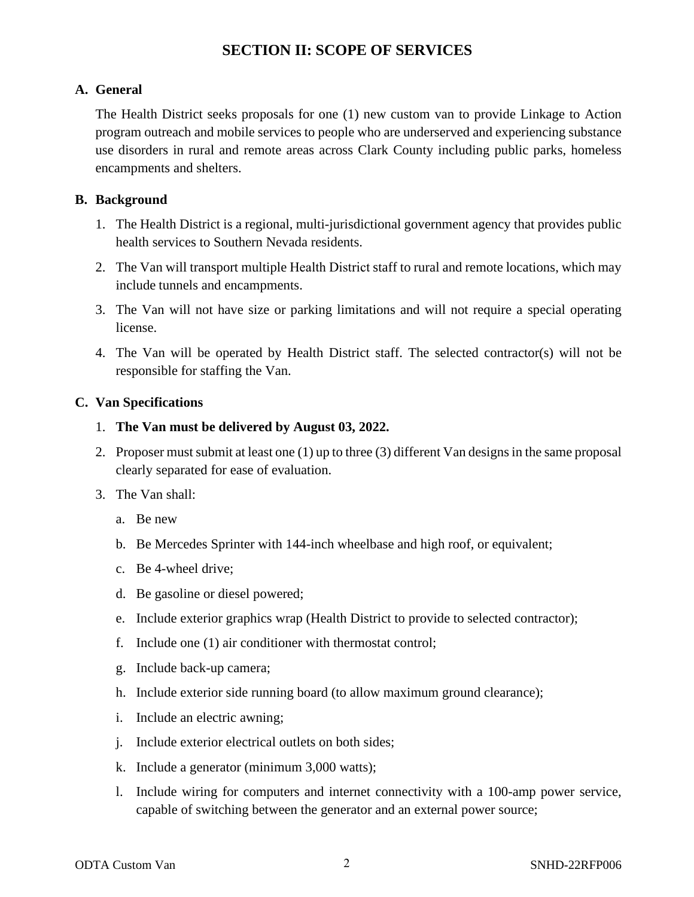## SECTION II: SCOPE OF SERVICES

**A. General**

The Health District seeks proposals for one (1) new custom van to provide Linkage to Action program outreach and mobile services to people who are underserved and experiencing substance use disorders in rural and remote areas across Clark County including public parks, homeless encampments and shelters.

**B. Background**

1. The Health District is a regional, multi-jurisdictional government agency that provides public health services to Southern Nevada residents.
2. The Van will transport multiple Health District staff to rural and remote locations, which may include tunnels and encampments.
3. The Van will not have size or parking limitations and will not require a special operating license.
4. The Van will be operated by Health District staff. The selected contractor(s) will not be responsible for staffing the Van.

**C. Van Specifications**

1. **The Van must be delivered by August 03, 2022.**
2. Proposer must submit at least one (1) up to three (3) different Van designs in the same proposal clearly separated for ease of evaluation.
3. The Van shall:
   a. Be new
   b. Be Mercedes Sprinter with 144-inch wheelbase and high roof, or equivalent;
   c. Be 4-wheel drive;
   d. Be gasoline or diesel powered;
   e. Include exterior graphics wrap (Health District to provide to selected contractor);
   f. Include one (1) air conditioner with thermostat control;
   g. Include back-up camera;
   h. Include exterior side running board (to allow maximum ground clearance);
   i. Include an electric awning;
   j. Include exterior electrical outlets on both sides;
   k. Include a generator (minimum 3,000 watts);
   l. Include wiring for computers and internet connectivity with a 100-amp power service, capable of switching between the generator and an external power source;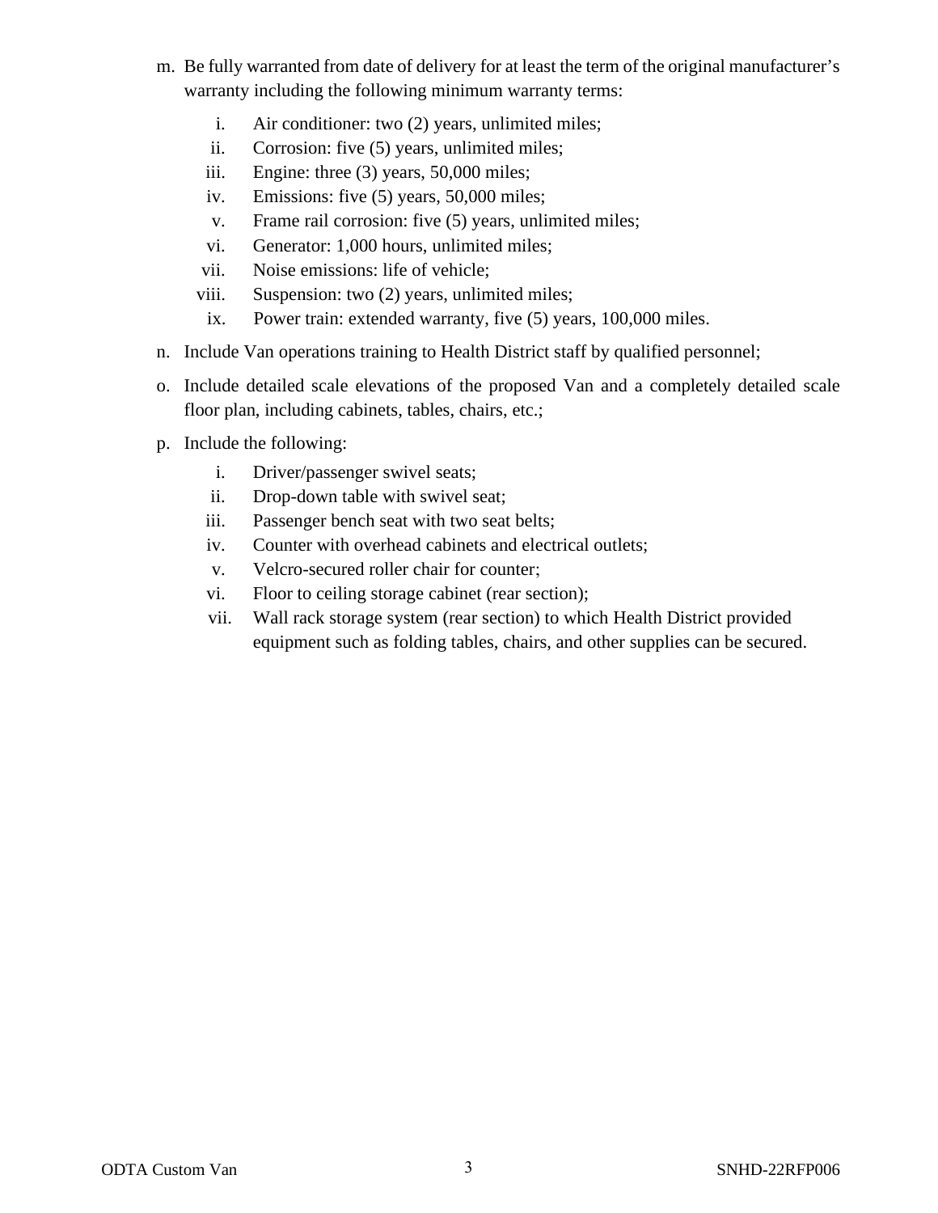m. Be fully warranted from date of delivery for at least the term of the original manufacturer's warranty including the following minimum warranty terms:

   i. Air conditioner: two (2) years, unlimited miles;
   ii. Corrosion: five (5) years, unlimited miles;
   iii. Engine: three (3) years, 50,000 miles;
   iv. Emissions: five (5) years, 50,000 miles;
   v. Frame rail corrosion: five (5) years, unlimited miles;
   vi. Generator: 1,000 hours, unlimited miles;
   vii. Noise emissions: life of vehicle;
   viii. Suspension: two (2) years, unlimited miles;
   ix. Power train: extended warranty, five (5) years, 100,000 miles.

n. Include Van operations training to Health District staff by qualified personnel;

o. Include detailed scale elevations of the proposed Van and a completely detailed scale floor plan, including cabinets, tables, chairs, etc.;

p. Include the following:

   i. Driver/passenger swivel seats;
   ii. Drop-down table with swivel seat;
   iii. Passenger bench seat with two seat belts;
   iv. Counter with overhead cabinets and electrical outlets;
   v. Velcro-secured roller chair for counter;
   vi. Floor to ceiling storage cabinet (rear section);
   vii. Wall rack storage system (rear section) to which Health District provided equipment such as folding tables, chairs, and other supplies can be secured.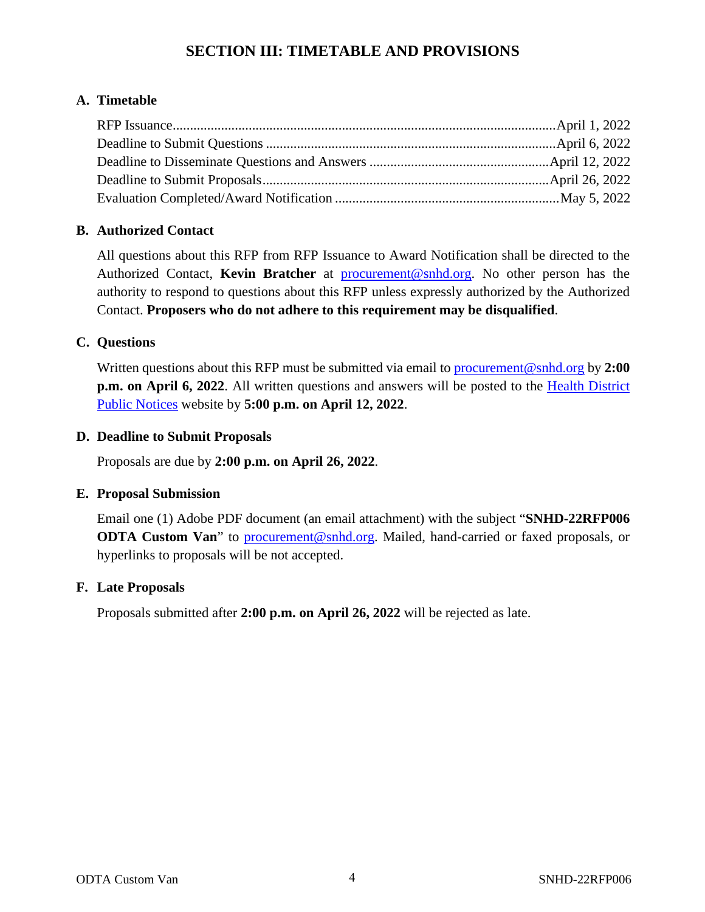## SECTION III: TIMETABLE AND PROVISIONS

### A. Timetable

| Event | Date |
|---|---|
| RFP Issuance | April 1, 2022 |
| Deadline to Submit Questions | April 6, 2022 |
| Deadline to Disseminate Questions and Answers | April 12, 2022 |
| Deadline to Submit Proposals | April 26, 2022 |
| Evaluation Completed/Award Notification | May 5, 2022 |

### B. Authorized Contact

All questions about this RFP from RFP Issuance to Award Notification shall be directed to the Authorized Contact, **Kevin Bratcher** at procurement@snhd.org. No other person has the authority to respond to questions about this RFP unless expressly authorized by the Authorized Contact. **Proposers who do not adhere to this requirement may be disqualified**.

### C. Questions

Written questions about this RFP must be submitted via email to procurement@snhd.org by **2:00 p.m. on April 6, 2022**. All written questions and answers will be posted to the Health District Public Notices website by **5:00 p.m. on April 12, 2022**.

### D. Deadline to Submit Proposals

Proposals are due by **2:00 p.m. on April 26, 2022**.

### E. Proposal Submission

Email one (1) Adobe PDF document (an email attachment) with the subject "**SNHD-22RFP006 ODTA Custom Van**" to procurement@snhd.org. Mailed, hand-carried or faxed proposals, or hyperlinks to proposals will be not accepted.

### F. Late Proposals

Proposals submitted after **2:00 p.m. on April 26, 2022** will be rejected as late.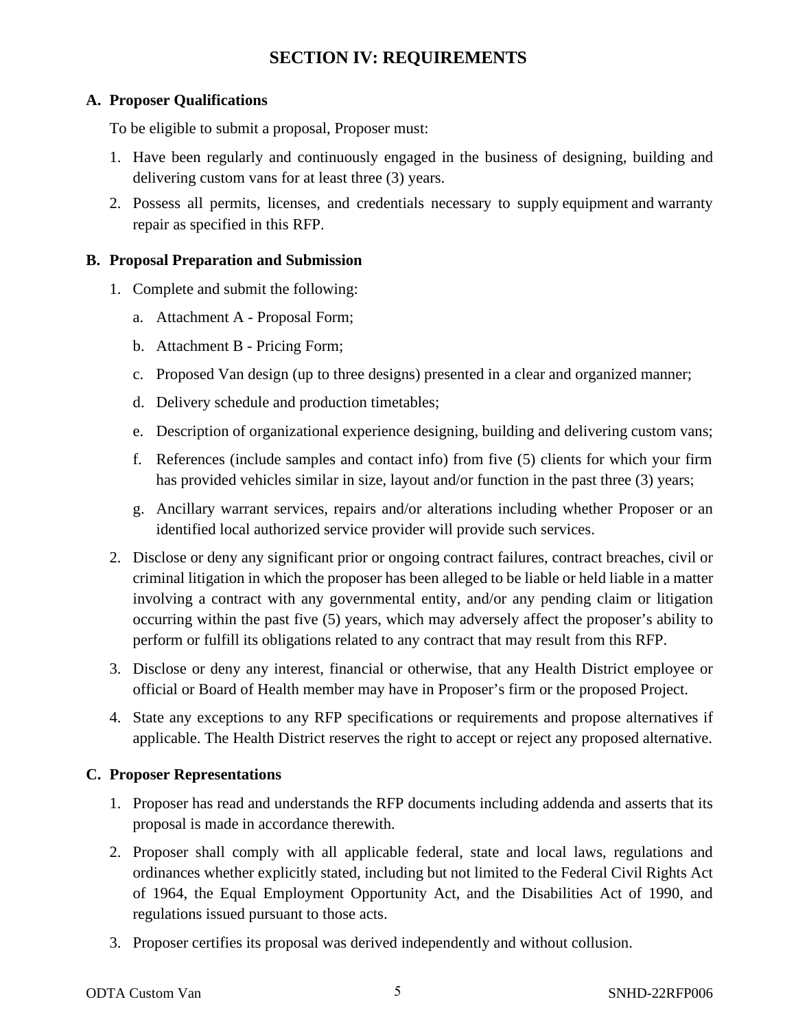# SECTION IV: REQUIREMENTS

## A. Proposer Qualifications

To be eligible to submit a proposal, Proposer must:

1. Have been regularly and continuously engaged in the business of designing, building and delivering custom vans for at least three (3) years.
2. Possess all permits, licenses, and credentials necessary to supply equipment and warranty repair as specified in this RFP.

## B. Proposal Preparation and Submission

1. Complete and submit the following:
   a. Attachment A - Proposal Form;
   b. Attachment B - Pricing Form;
   c. Proposed Van design (up to three designs) presented in a clear and organized manner;
   d. Delivery schedule and production timetables;
   e. Description of organizational experience designing, building and delivering custom vans;
   f. References (include samples and contact info) from five (5) clients for which your firm has provided vehicles similar in size, layout and/or function in the past three (3) years;
   g. Ancillary warrant services, repairs and/or alterations including whether Proposer or an identified local authorized service provider will provide such services.
2. Disclose or deny any significant prior or ongoing contract failures, contract breaches, civil or criminal litigation in which the proposer has been alleged to be liable or held liable in a matter involving a contract with any governmental entity, and/or any pending claim or litigation occurring within the past five (5) years, which may adversely affect the proposer's ability to perform or fulfill its obligations related to any contract that may result from this RFP.
3. Disclose or deny any interest, financial or otherwise, that any Health District employee or official or Board of Health member may have in Proposer's firm or the proposed Project.
4. State any exceptions to any RFP specifications or requirements and propose alternatives if applicable. The Health District reserves the right to accept or reject any proposed alternative.

## C. Proposer Representations

1. Proposer has read and understands the RFP documents including addenda and asserts that its proposal is made in accordance therewith.
2. Proposer shall comply with all applicable federal, state and local laws, regulations and ordinances whether explicitly stated, including but not limited to the Federal Civil Rights Act of 1964, the Equal Employment Opportunity Act, and the Disabilities Act of 1990, and regulations issued pursuant to those acts.
3. Proposer certifies its proposal was derived independently and without collusion.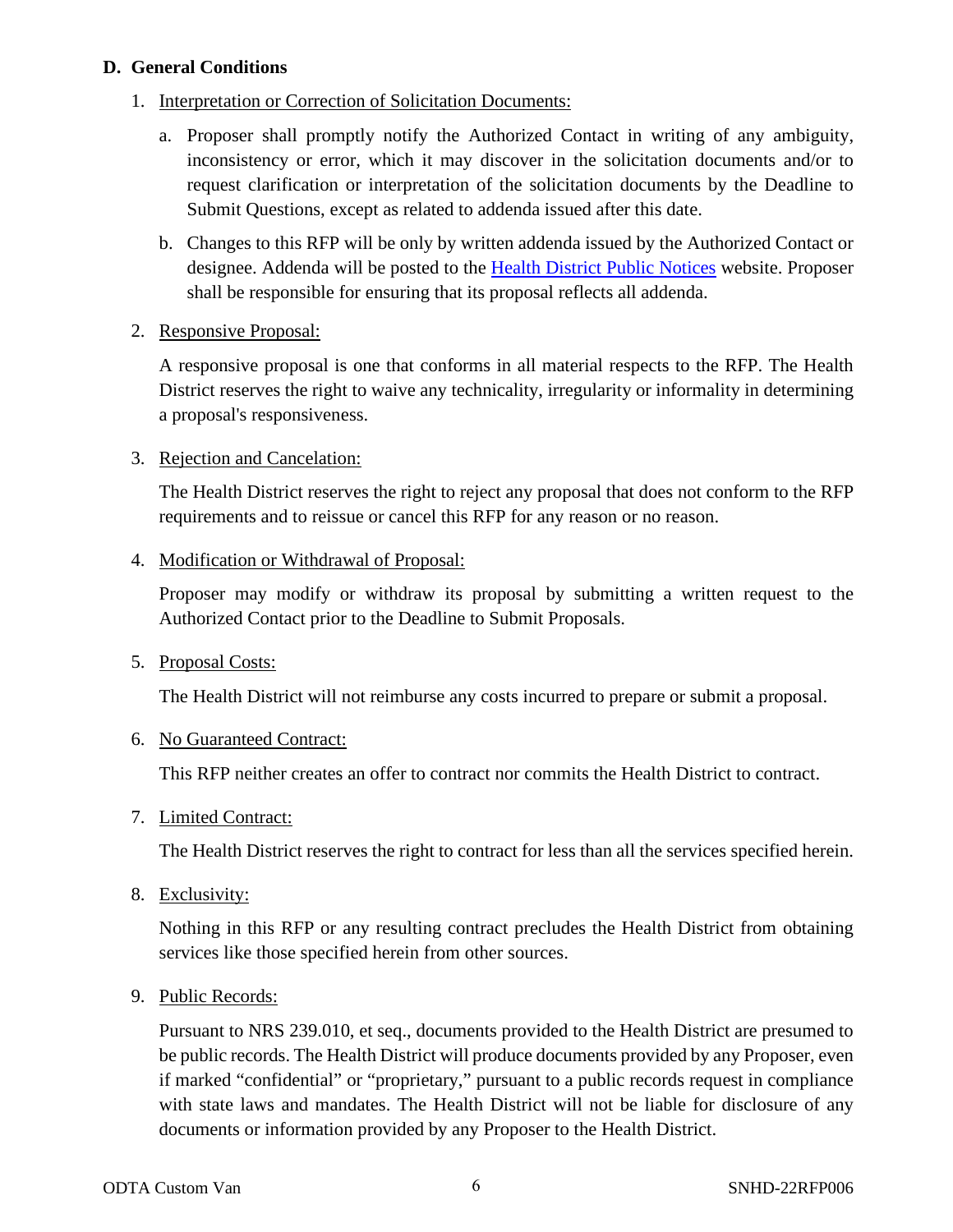### D. General Conditions

1. Interpretation or Correction of Solicitation Documents:

   a. Proposer shall promptly notify the Authorized Contact in writing of any ambiguity, inconsistency or error, which it may discover in the solicitation documents and/or to request clarification or interpretation of the solicitation documents by the Deadline to Submit Questions, except as related to addenda issued after this date.

   b. Changes to this RFP will be only by written addenda issued by the Authorized Contact or designee. Addenda will be posted to the Health District Public Notices website. Proposer shall be responsible for ensuring that its proposal reflects all addenda.

2. Responsive Proposal:

   A responsive proposal is one that conforms in all material respects to the RFP. The Health District reserves the right to waive any technicality, irregularity or informality in determining a proposal's responsiveness.

3. Rejection and Cancelation:

   The Health District reserves the right to reject any proposal that does not conform to the RFP requirements and to reissue or cancel this RFP for any reason or no reason.

4. Modification or Withdrawal of Proposal:

   Proposer may modify or withdraw its proposal by submitting a written request to the Authorized Contact prior to the Deadline to Submit Proposals.

5. Proposal Costs:

   The Health District will not reimburse any costs incurred to prepare or submit a proposal.

6. No Guaranteed Contract:

   This RFP neither creates an offer to contract nor commits the Health District to contract.

7. Limited Contract:

   The Health District reserves the right to contract for less than all the services specified herein.

8. Exclusivity:

   Nothing in this RFP or any resulting contract precludes the Health District from obtaining services like those specified herein from other sources.

9. Public Records:

   Pursuant to NRS 239.010, et seq., documents provided to the Health District are presumed to be public records. The Health District will produce documents provided by any Proposer, even if marked "confidential" or "proprietary," pursuant to a public records request in compliance with state laws and mandates. The Health District will not be liable for disclosure of any documents or information provided by any Proposer to the Health District.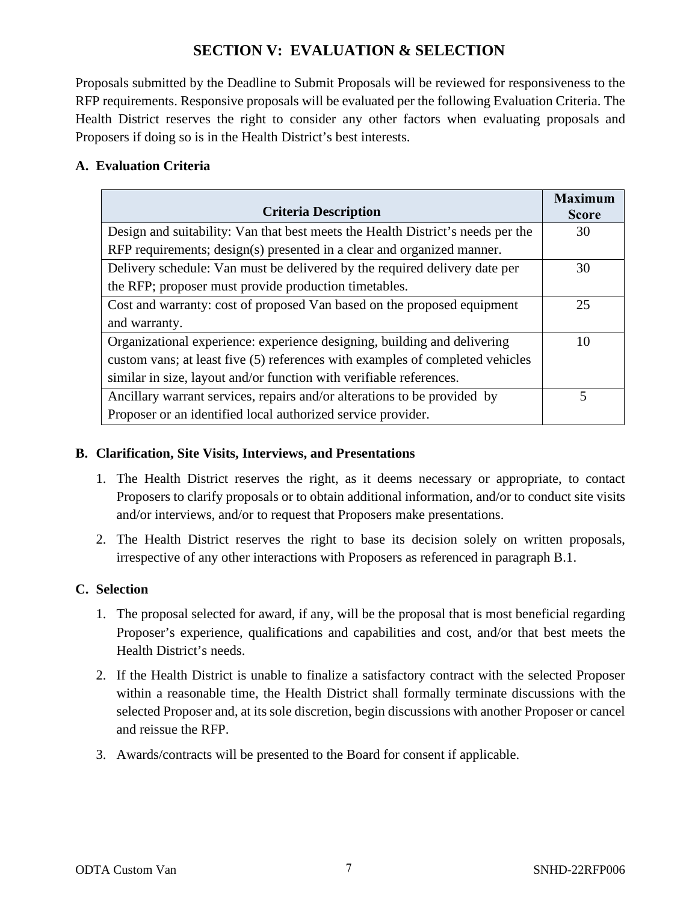# SECTION V: EVALUATION & SELECTION

Proposals submitted by the Deadline to Submit Proposals will be reviewed for responsiveness to the RFP requirements. Responsive proposals will be evaluated per the following Evaluation Criteria. The Health District reserves the right to consider any other factors when evaluating proposals and Proposers if doing so is in the Health District's best interests.

## A. Evaluation Criteria

| Criteria Description | Maximum Score |
|---|---|
| Design and suitability: Van that best meets the Health District's needs per the RFP requirements; design(s) presented in a clear and organized manner. | 30 |
| Delivery schedule: Van must be delivered by the required delivery date per the RFP; proposer must provide production timetables. | 30 |
| Cost and warranty: cost of proposed Van based on the proposed equipment and warranty. | 25 |
| Organizational experience: experience designing, building and delivering custom vans; at least five (5) references with examples of completed vehicles similar in size, layout and/or function with verifiable references. | 10 |
| Ancillary warrant services, repairs and/or alterations to be provided by Proposer or an identified local authorized service provider. | 5 |

## B. Clarification, Site Visits, Interviews, and Presentations

1. The Health District reserves the right, as it deems necessary or appropriate, to contact Proposers to clarify proposals or to obtain additional information, and/or to conduct site visits and/or interviews, and/or to request that Proposers make presentations.
2. The Health District reserves the right to base its decision solely on written proposals, irrespective of any other interactions with Proposers as referenced in paragraph B.1.

## C. Selection

1. The proposal selected for award, if any, will be the proposal that is most beneficial regarding Proposer's experience, qualifications and capabilities and cost, and/or that best meets the Health District's needs.
2. If the Health District is unable to finalize a satisfactory contract with the selected Proposer within a reasonable time, the Health District shall formally terminate discussions with the selected Proposer and, at its sole discretion, begin discussions with another Proposer or cancel and reissue the RFP.
3. Awards/contracts will be presented to the Board for consent if applicable.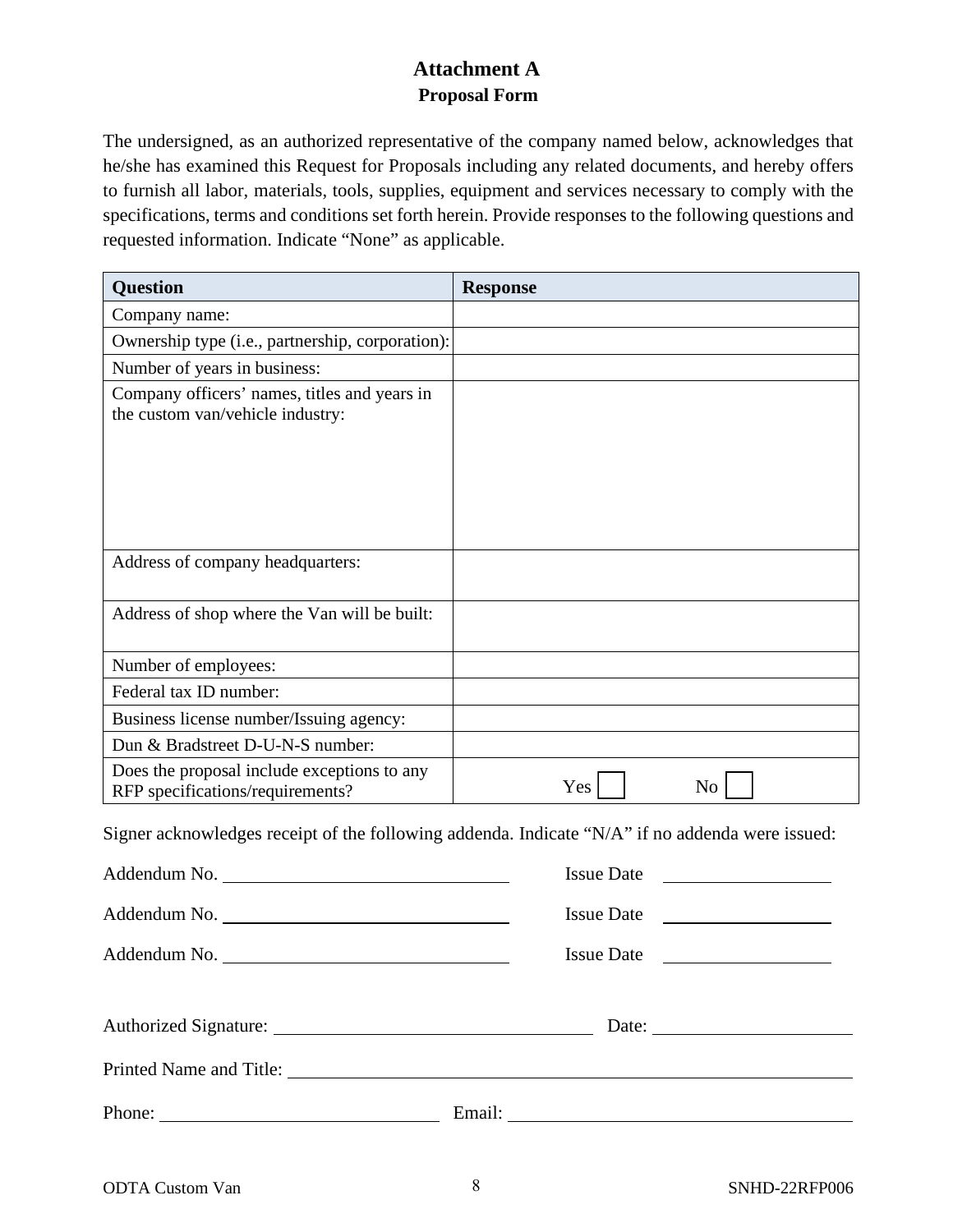# Attachment A

## Proposal Form

The undersigned, as an authorized representative of the company named below, acknowledges that he/she has examined this Request for Proposals including any related documents, and hereby offers to furnish all labor, materials, tools, supplies, equipment and services necessary to comply with the specifications, terms and conditions set forth herein. Provide responses to the following questions and requested information. Indicate "None" as applicable.

| Question | Response |
|---|---|
| Company name: | |
| Ownership type (i.e., partnership, corporation): | |
| Number of years in business: | |
| Company officers' names, titles and years in the custom van/vehicle industry: | |
| Address of company headquarters: | |
| Address of shop where the Van will be built: | |
| Number of employees: | |
| Federal tax ID number: | |
| Business license number/Issuing agency: | |
| Dun & Bradstreet D-U-N-S number: | |
| Does the proposal include exceptions to any RFP specifications/requirements? | Yes ☐ No ☐ |

Signer acknowledges receipt of the following addenda. Indicate "N/A" if no addenda were issued:

Addendum No. ______________________ Issue Date ______________

Addendum No. ______________________ Issue Date ______________

Addendum No. ______________________ Issue Date ______________

Authorized Signature: ______________________ Date: ______________

Printed Name and Title: ____________________________________________

Phone: ______________________ Email: ______________________________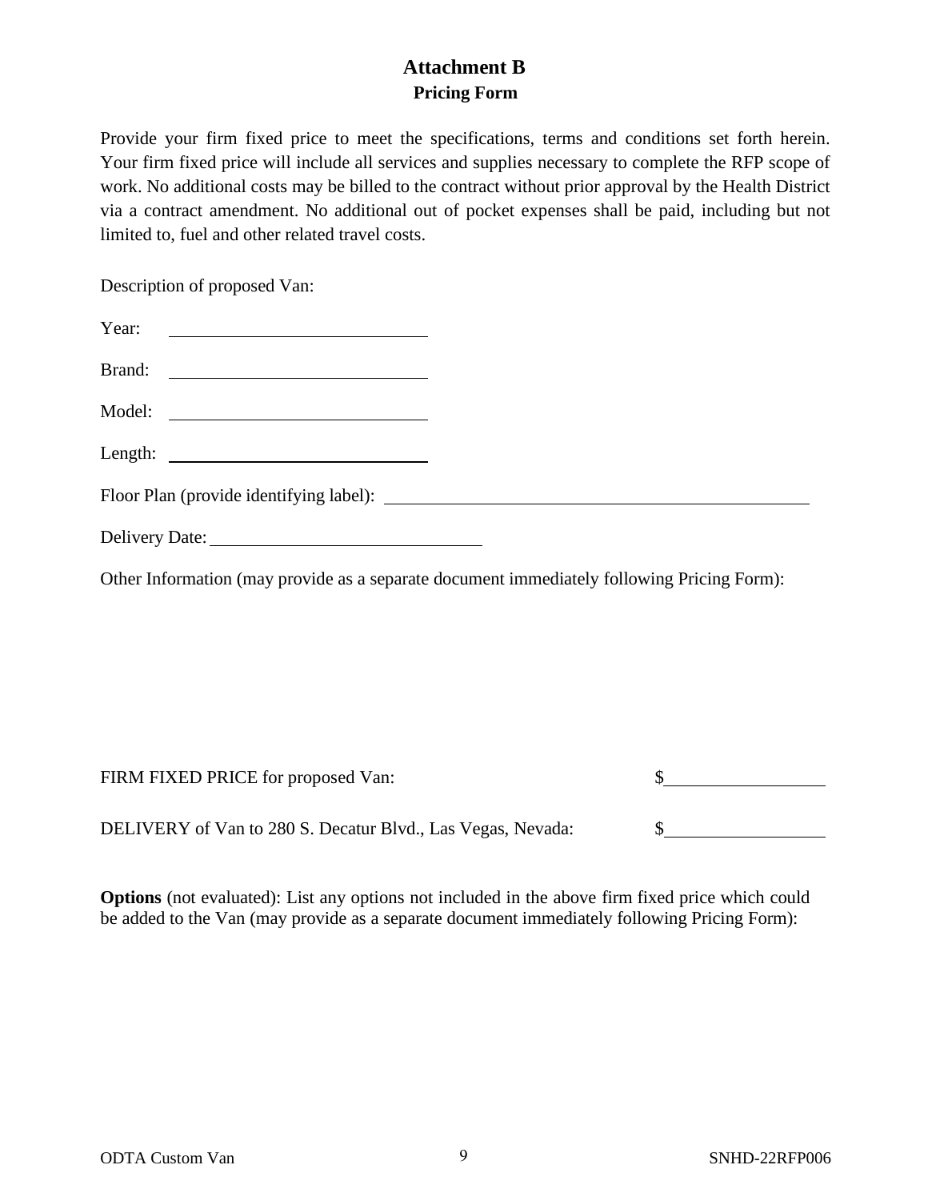# Attachment B

## Pricing Form

Provide your firm fixed price to meet the specifications, terms and conditions set forth herein. Your firm fixed price will include all services and supplies necessary to complete the RFP scope of work. No additional costs may be billed to the contract without prior approval by the Health District via a contract amendment. No additional out of pocket expenses shall be paid, including but not limited to, fuel and other related travel costs.

Description of proposed Van:

Year: ______________________________

Brand: ______________________________

Model: ______________________________

Length: ______________________________

Floor Plan (provide identifying label): ______________________________________________

Delivery Date: ______________________________

Other Information (may provide as a separate document immediately following Pricing Form):

FIRM FIXED PRICE for proposed Van: $__________________

DELIVERY of Van to 280 S. Decatur Blvd., Las Vegas, Nevada: $__________________

**Options** (not evaluated): List any options not included in the above firm fixed price which could be added to the Van (may provide as a separate document immediately following Pricing Form):